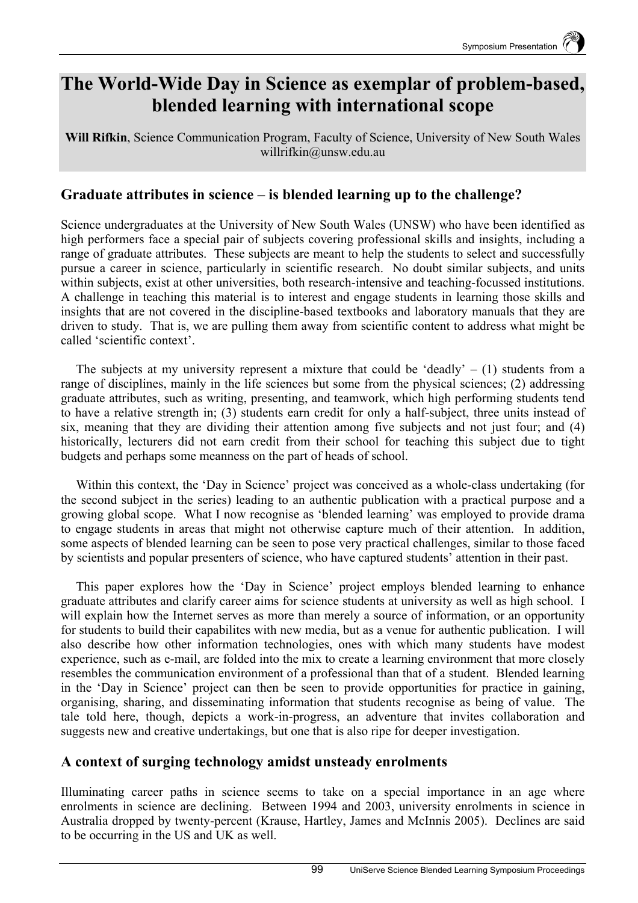# The World-Wide Day in Science as exemplar of problem-based, blended learning with international scope

**Will Rifkin**, Science Communication Program, Faculty of Science, University of New South Wales
willrifkin@unsw.edu.au

## Graduate attributes in science – is blended learning up to the challenge?

Science undergraduates at the University of New South Wales (UNSW) who have been identified as high performers face a special pair of subjects covering professional skills and insights, including a range of graduate attributes. These subjects are meant to help the students to select and successfully pursue a career in science, particularly in scientific research. No doubt similar subjects, and units within subjects, exist at other universities, both research-intensive and teaching-focussed institutions. A challenge in teaching this material is to interest and engage students in learning those skills and insights that are not covered in the discipline-based textbooks and laboratory manuals that they are driven to study. That is, we are pulling them away from scientific content to address what might be called 'scientific context'.

The subjects at my university represent a mixture that could be 'deadly' – (1) students from a range of disciplines, mainly in the life sciences but some from the physical sciences; (2) addressing graduate attributes, such as writing, presenting, and teamwork, which high performing students tend to have a relative strength in; (3) students earn credit for only a half-subject, three units instead of six, meaning that they are dividing their attention among five subjects and not just four; and (4) historically, lecturers did not earn credit from their school for teaching this subject due to tight budgets and perhaps some meanness on the part of heads of school.

Within this context, the 'Day in Science' project was conceived as a whole-class undertaking (for the second subject in the series) leading to an authentic publication with a practical purpose and a growing global scope. What I now recognise as 'blended learning' was employed to provide drama to engage students in areas that might not otherwise capture much of their attention. In addition, some aspects of blended learning can be seen to pose very practical challenges, similar to those faced by scientists and popular presenters of science, who have captured students' attention in their past.

This paper explores how the 'Day in Science' project employs blended learning to enhance graduate attributes and clarify career aims for science students at university as well as high school. I will explain how the Internet serves as more than merely a source of information, or an opportunity for students to build their capabilites with new media, but as a venue for authentic publication. I will also describe how other information technologies, ones with which many students have modest experience, such as e-mail, are folded into the mix to create a learning environment that more closely resembles the communication environment of a professional than that of a student. Blended learning in the 'Day in Science' project can then be seen to provide opportunities for practice in gaining, organising, sharing, and disseminating information that students recognise as being of value. The tale told here, though, depicts a work-in-progress, an adventure that invites collaboration and suggests new and creative undertakings, but one that is also ripe for deeper investigation.

## A context of surging technology amidst unsteady enrolments

Illuminating career paths in science seems to take on a special importance in an age where enrolments in science are declining. Between 1994 and 2003, university enrolments in science in Australia dropped by twenty-percent (Krause, Hartley, James and McInnis 2005). Declines are said to be occurring in the US and UK as well.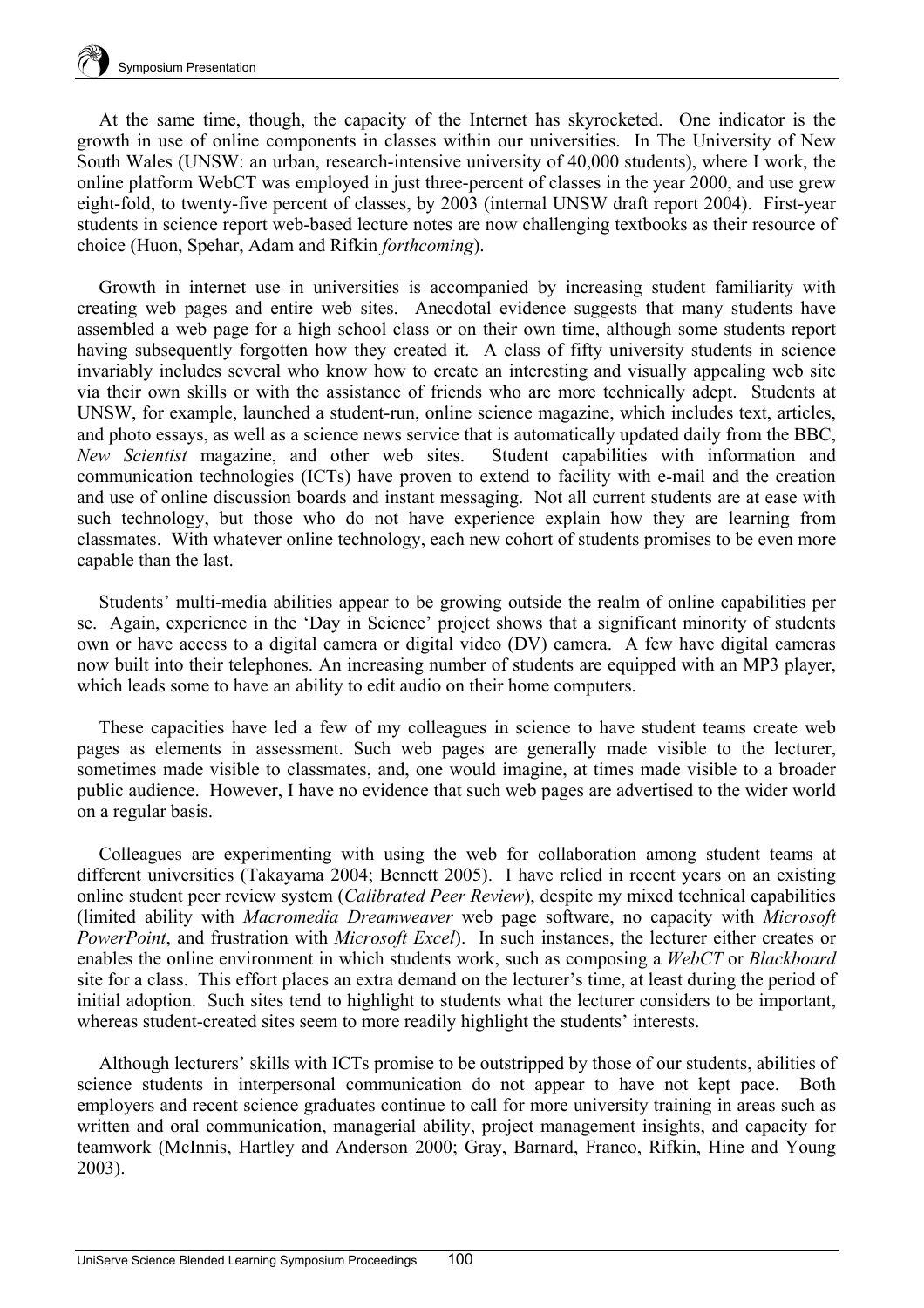At the same time, though, the capacity of the Internet has skyrocketed. One indicator is the growth in use of online components in classes within our universities. In The University of New South Wales (UNSW: an urban, research-intensive university of 40,000 students), where I work, the online platform WebCT was employed in just three-percent of classes in the year 2000, and use grew eight-fold, to twenty-five percent of classes, by 2003 (internal UNSW draft report 2004). First-year students in science report web-based lecture notes are now challenging textbooks as their resource of choice (Huon, Spehar, Adam and Rifkin *forthcoming*).

Growth in internet use in universities is accompanied by increasing student familiarity with creating web pages and entire web sites. Anecdotal evidence suggests that many students have assembled a web page for a high school class or on their own time, although some students report having subsequently forgotten how they created it. A class of fifty university students in science invariably includes several who know how to create an interesting and visually appealing web site via their own skills or with the assistance of friends who are more technically adept. Students at UNSW, for example, launched a student-run, online science magazine, which includes text, articles, and photo essays, as well as a science news service that is automatically updated daily from the BBC, *New Scientist* magazine, and other web sites. Student capabilities with information and communication technologies (ICTs) have proven to extend to facility with e-mail and the creation and use of online discussion boards and instant messaging. Not all current students are at ease with such technology, but those who do not have experience explain how they are learning from classmates. With whatever online technology, each new cohort of students promises to be even more capable than the last.

Students' multi-media abilities appear to be growing outside the realm of online capabilities per se. Again, experience in the 'Day in Science' project shows that a significant minority of students own or have access to a digital camera or digital video (DV) camera. A few have digital cameras now built into their telephones. An increasing number of students are equipped with an MP3 player, which leads some to have an ability to edit audio on their home computers.

These capacities have led a few of my colleagues in science to have student teams create web pages as elements in assessment. Such web pages are generally made visible to the lecturer, sometimes made visible to classmates, and, one would imagine, at times made visible to a broader public audience. However, I have no evidence that such web pages are advertised to the wider world on a regular basis.

Colleagues are experimenting with using the web for collaboration among student teams at different universities (Takayama 2004; Bennett 2005). I have relied in recent years on an existing online student peer review system (*Calibrated Peer Review*), despite my mixed technical capabilities (limited ability with *Macromedia Dreamweaver* web page software, no capacity with *Microsoft PowerPoint*, and frustration with *Microsoft Excel*). In such instances, the lecturer either creates or enables the online environment in which students work, such as composing a *WebCT* or *Blackboard* site for a class. This effort places an extra demand on the lecturer's time, at least during the period of initial adoption. Such sites tend to highlight to students what the lecturer considers to be important, whereas student-created sites seem to more readily highlight the students' interests.

Although lecturers' skills with ICTs promise to be outstripped by those of our students, abilities of science students in interpersonal communication do not appear to have not kept pace. Both employers and recent science graduates continue to call for more university training in areas such as written and oral communication, managerial ability, project management insights, and capacity for teamwork (McInnis, Hartley and Anderson 2000; Gray, Barnard, Franco, Rifkin, Hine and Young 2003).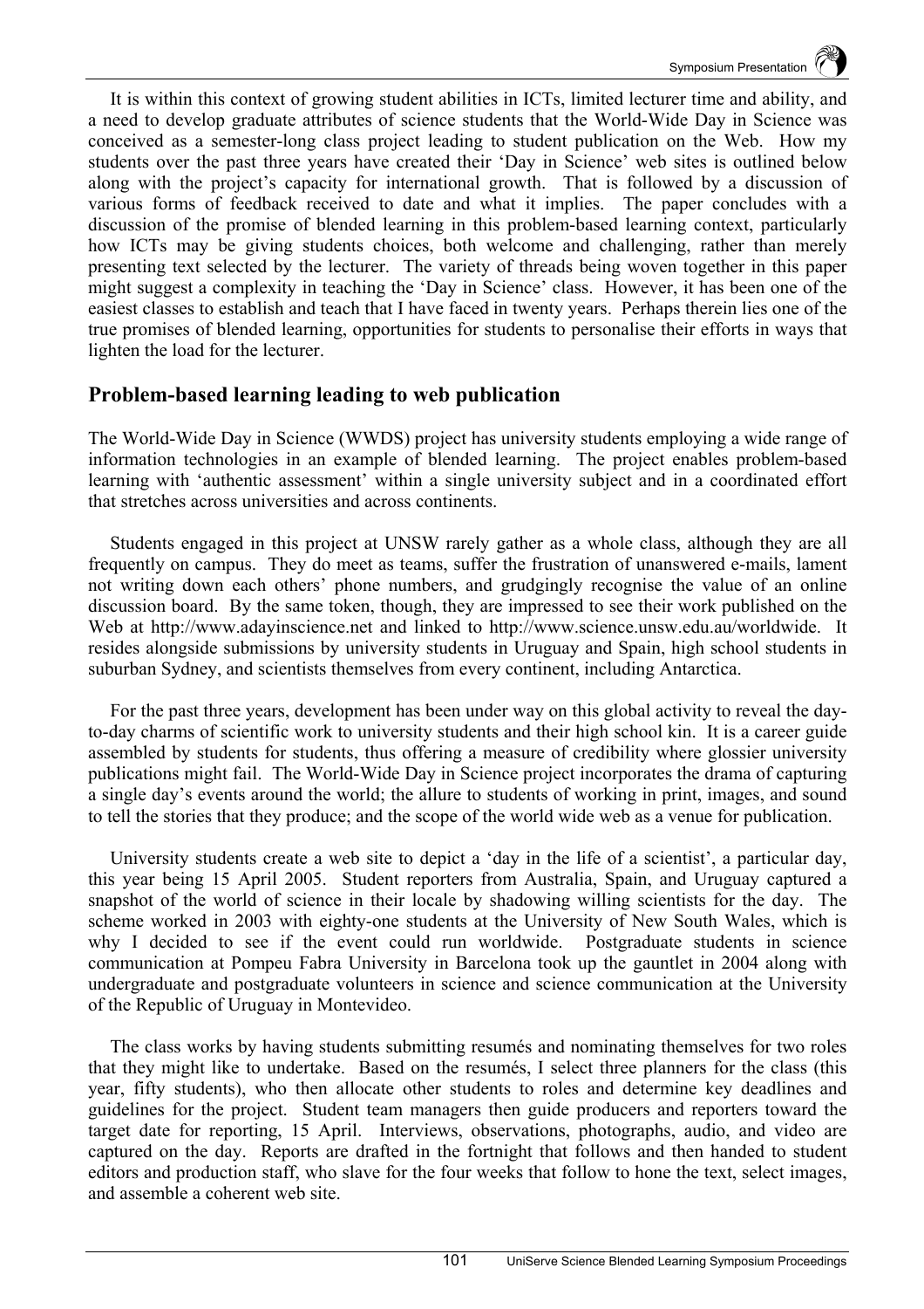It is within this context of growing student abilities in ICTs, limited lecturer time and ability, and a need to develop graduate attributes of science students that the World-Wide Day in Science was conceived as a semester-long class project leading to student publication on the Web. How my students over the past three years have created their 'Day in Science' web sites is outlined below along with the project's capacity for international growth. That is followed by a discussion of various forms of feedback received to date and what it implies. The paper concludes with a discussion of the promise of blended learning in this problem-based learning context, particularly how ICTs may be giving students choices, both welcome and challenging, rather than merely presenting text selected by the lecturer. The variety of threads being woven together in this paper might suggest a complexity in teaching the 'Day in Science' class. However, it has been one of the easiest classes to establish and teach that I have faced in twenty years. Perhaps therein lies one of the true promises of blended learning, opportunities for students to personalise their efforts in ways that lighten the load for the lecturer.

## Problem-based learning leading to web publication

The World-Wide Day in Science (WWDS) project has university students employing a wide range of information technologies in an example of blended learning. The project enables problem-based learning with 'authentic assessment' within a single university subject and in a coordinated effort that stretches across universities and across continents.

Students engaged in this project at UNSW rarely gather as a whole class, although they are all frequently on campus. They do meet as teams, suffer the frustration of unanswered e-mails, lament not writing down each others' phone numbers, and grudgingly recognise the value of an online discussion board. By the same token, though, they are impressed to see their work published on the Web at http://www.adayinscience.net and linked to http://www.science.unsw.edu.au/worldwide. It resides alongside submissions by university students in Uruguay and Spain, high school students in suburban Sydney, and scientists themselves from every continent, including Antarctica.

For the past three years, development has been under way on this global activity to reveal the day-to-day charms of scientific work to university students and their high school kin. It is a career guide assembled by students for students, thus offering a measure of credibility where glossier university publications might fail. The World-Wide Day in Science project incorporates the drama of capturing a single day's events around the world; the allure to students of working in print, images, and sound to tell the stories that they produce; and the scope of the world wide web as a venue for publication.

University students create a web site to depict a 'day in the life of a scientist', a particular day, this year being 15 April 2005. Student reporters from Australia, Spain, and Uruguay captured a snapshot of the world of science in their locale by shadowing willing scientists for the day. The scheme worked in 2003 with eighty-one students at the University of New South Wales, which is why I decided to see if the event could run worldwide. Postgraduate students in science communication at Pompeu Fabra University in Barcelona took up the gauntlet in 2004 along with undergraduate and postgraduate volunteers in science and science communication at the University of the Republic of Uruguay in Montevideo.

The class works by having students submitting resumés and nominating themselves for two roles that they might like to undertake. Based on the resumés, I select three planners for the class (this year, fifty students), who then allocate other students to roles and determine key deadlines and guidelines for the project. Student team managers then guide producers and reporters toward the target date for reporting, 15 April. Interviews, observations, photographs, audio, and video are captured on the day. Reports are drafted in the fortnight that follows and then handed to student editors and production staff, who slave for the four weeks that follow to hone the text, select images, and assemble a coherent web site.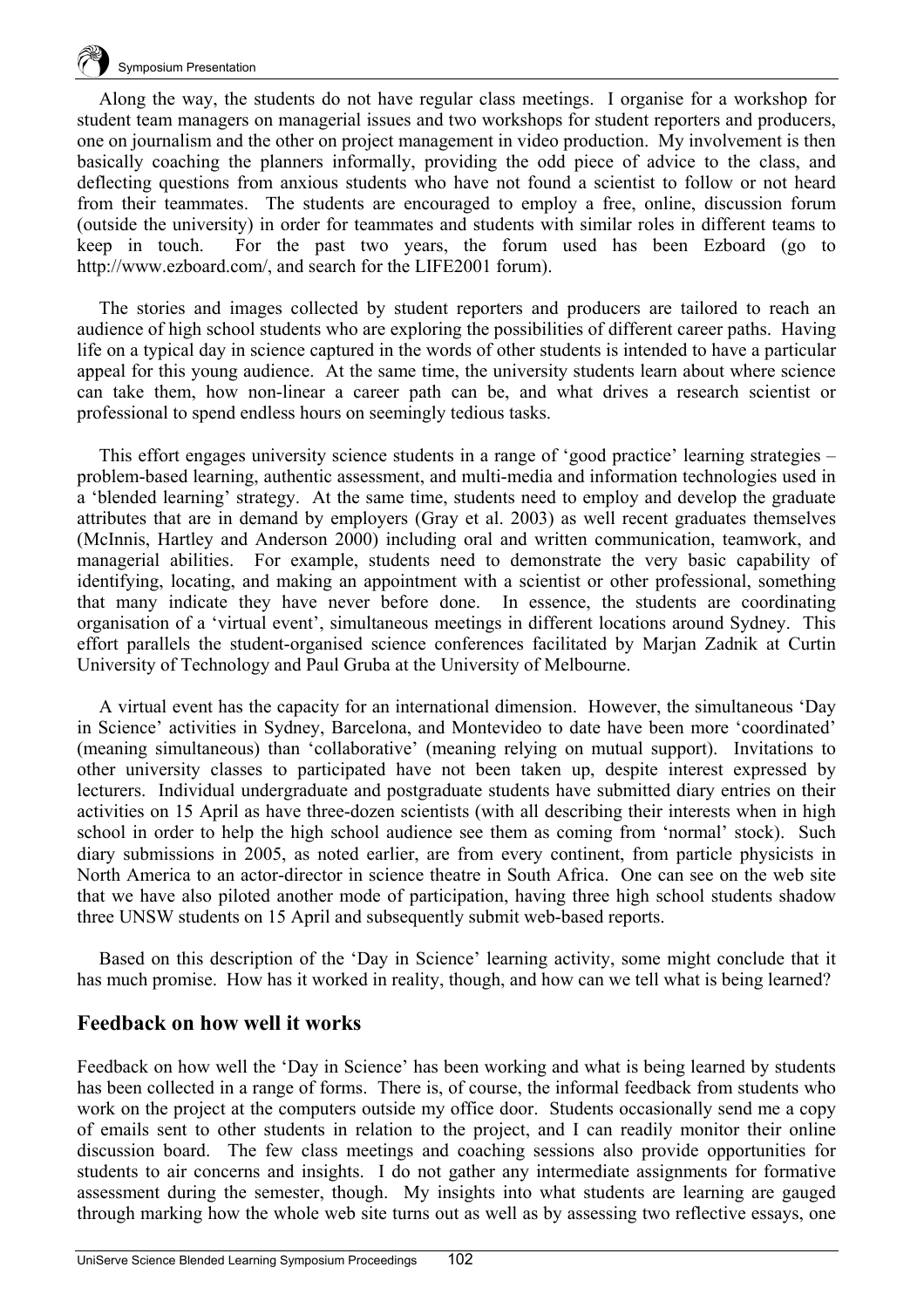Along the way, the students do not have regular class meetings. I organise for a workshop for student team managers on managerial issues and two workshops for student reporters and producers, one on journalism and the other on project management in video production. My involvement is then basically coaching the planners informally, providing the odd piece of advice to the class, and deflecting questions from anxious students who have not found a scientist to follow or not heard from their teammates. The students are encouraged to employ a free, online, discussion forum (outside the university) in order for teammates and students with similar roles in different teams to keep in touch. For the past two years, the forum used has been Ezboard (go to http://www.ezboard.com/, and search for the LIFE2001 forum).

The stories and images collected by student reporters and producers are tailored to reach an audience of high school students who are exploring the possibilities of different career paths. Having life on a typical day in science captured in the words of other students is intended to have a particular appeal for this young audience. At the same time, the university students learn about where science can take them, how non-linear a career path can be, and what drives a research scientist or professional to spend endless hours on seemingly tedious tasks.

This effort engages university science students in a range of 'good practice' learning strategies – problem-based learning, authentic assessment, and multi-media and information technologies used in a 'blended learning' strategy. At the same time, students need to employ and develop the graduate attributes that are in demand by employers (Gray et al. 2003) as well recent graduates themselves (McInnis, Hartley and Anderson 2000) including oral and written communication, teamwork, and managerial abilities. For example, students need to demonstrate the very basic capability of identifying, locating, and making an appointment with a scientist or other professional, something that many indicate they have never before done. In essence, the students are coordinating organisation of a 'virtual event', simultaneous meetings in different locations around Sydney. This effort parallels the student-organised science conferences facilitated by Marjan Zadnik at Curtin University of Technology and Paul Gruba at the University of Melbourne.

A virtual event has the capacity for an international dimension. However, the simultaneous 'Day in Science' activities in Sydney, Barcelona, and Montevideo to date have been more 'coordinated' (meaning simultaneous) than 'collaborative' (meaning relying on mutual support). Invitations to other university classes to participated have not been taken up, despite interest expressed by lecturers. Individual undergraduate and postgraduate students have submitted diary entries on their activities on 15 April as have three-dozen scientists (with all describing their interests when in high school in order to help the high school audience see them as coming from 'normal' stock). Such diary submissions in 2005, as noted earlier, are from every continent, from particle physicists in North America to an actor-director in science theatre in South Africa. One can see on the web site that we have also piloted another mode of participation, having three high school students shadow three UNSW students on 15 April and subsequently submit web-based reports.

Based on this description of the 'Day in Science' learning activity, some might conclude that it has much promise. How has it worked in reality, though, and how can we tell what is being learned?

## Feedback on how well it works

Feedback on how well the 'Day in Science' has been working and what is being learned by students has been collected in a range of forms. There is, of course, the informal feedback from students who work on the project at the computers outside my office door. Students occasionally send me a copy of emails sent to other students in relation to the project, and I can readily monitor their online discussion board. The few class meetings and coaching sessions also provide opportunities for students to air concerns and insights. I do not gather any intermediate assignments for formative assessment during the semester, though. My insights into what students are learning are gauged through marking how the whole web site turns out as well as by assessing two reflective essays, one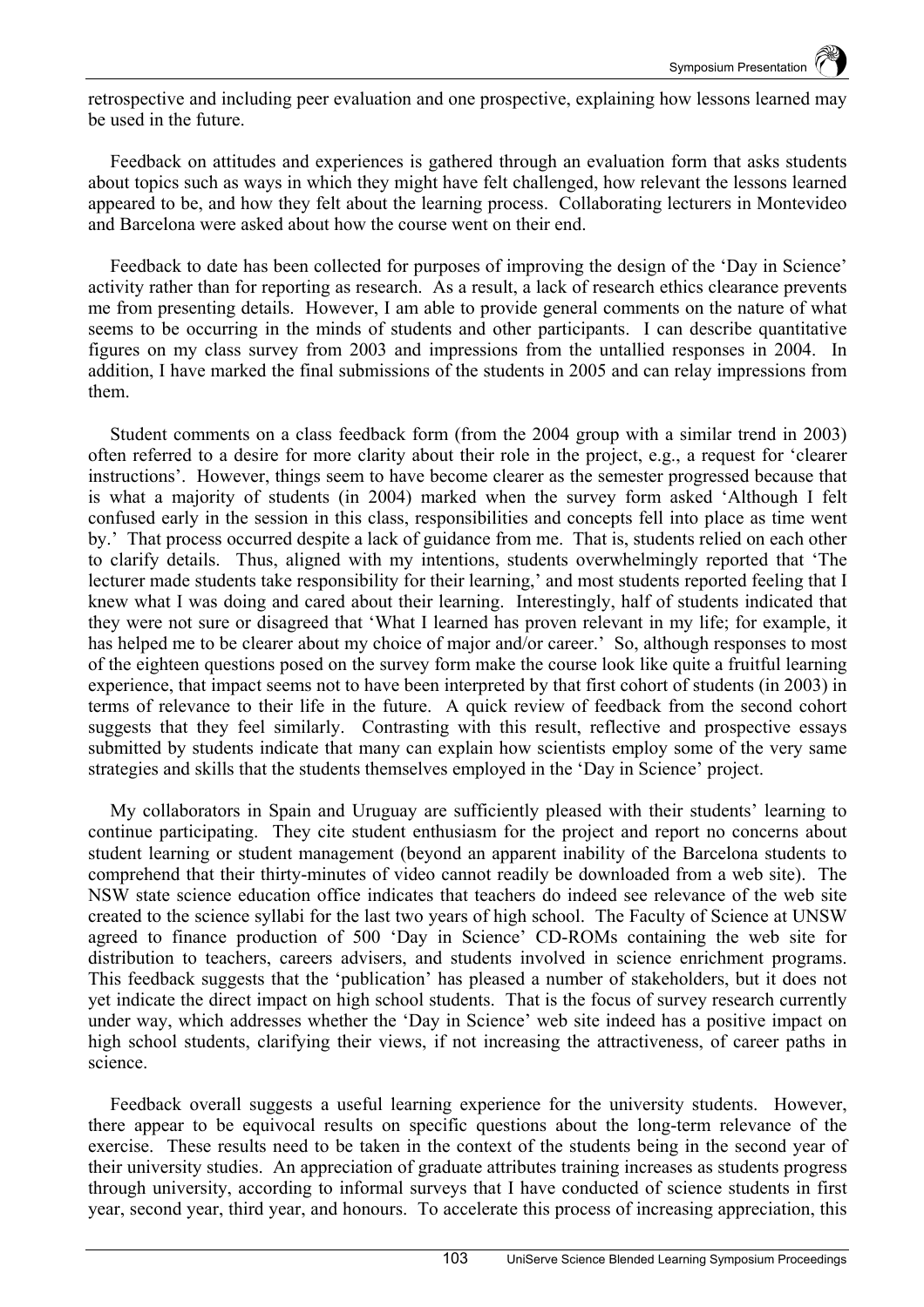retrospective and including peer evaluation and one prospective, explaining how lessons learned may be used in the future.

Feedback on attitudes and experiences is gathered through an evaluation form that asks students about topics such as ways in which they might have felt challenged, how relevant the lessons learned appeared to be, and how they felt about the learning process. Collaborating lecturers in Montevideo and Barcelona were asked about how the course went on their end.

Feedback to date has been collected for purposes of improving the design of the 'Day in Science' activity rather than for reporting as research. As a result, a lack of research ethics clearance prevents me from presenting details. However, I am able to provide general comments on the nature of what seems to be occurring in the minds of students and other participants. I can describe quantitative figures on my class survey from 2003 and impressions from the untallied responses in 2004. In addition, I have marked the final submissions of the students in 2005 and can relay impressions from them.

Student comments on a class feedback form (from the 2004 group with a similar trend in 2003) often referred to a desire for more clarity about their role in the project, e.g., a request for 'clearer instructions'. However, things seem to have become clearer as the semester progressed because that is what a majority of students (in 2004) marked when the survey form asked 'Although I felt confused early in the session in this class, responsibilities and concepts fell into place as time went by.' That process occurred despite a lack of guidance from me. That is, students relied on each other to clarify details. Thus, aligned with my intentions, students overwhelmingly reported that 'The lecturer made students take responsibility for their learning,' and most students reported feeling that I knew what I was doing and cared about their learning. Interestingly, half of students indicated that they were not sure or disagreed that 'What I learned has proven relevant in my life; for example, it has helped me to be clearer about my choice of major and/or career.' So, although responses to most of the eighteen questions posed on the survey form make the course look like quite a fruitful learning experience, that impact seems not to have been interpreted by that first cohort of students (in 2003) in terms of relevance to their life in the future. A quick review of feedback from the second cohort suggests that they feel similarly. Contrasting with this result, reflective and prospective essays submitted by students indicate that many can explain how scientists employ some of the very same strategies and skills that the students themselves employed in the 'Day in Science' project.

My collaborators in Spain and Uruguay are sufficiently pleased with their students' learning to continue participating. They cite student enthusiasm for the project and report no concerns about student learning or student management (beyond an apparent inability of the Barcelona students to comprehend that their thirty-minutes of video cannot readily be downloaded from a web site). The NSW state science education office indicates that teachers do indeed see relevance of the web site created to the science syllabi for the last two years of high school. The Faculty of Science at UNSW agreed to finance production of 500 'Day in Science' CD-ROMs containing the web site for distribution to teachers, careers advisers, and students involved in science enrichment programs. This feedback suggests that the 'publication' has pleased a number of stakeholders, but it does not yet indicate the direct impact on high school students. That is the focus of survey research currently under way, which addresses whether the 'Day in Science' web site indeed has a positive impact on high school students, clarifying their views, if not increasing the attractiveness, of career paths in science.

Feedback overall suggests a useful learning experience for the university students. However, there appear to be equivocal results on specific questions about the long-term relevance of the exercise. These results need to be taken in the context of the students being in the second year of their university studies. An appreciation of graduate attributes training increases as students progress through university, according to informal surveys that I have conducted of science students in first year, second year, third year, and honours. To accelerate this process of increasing appreciation, this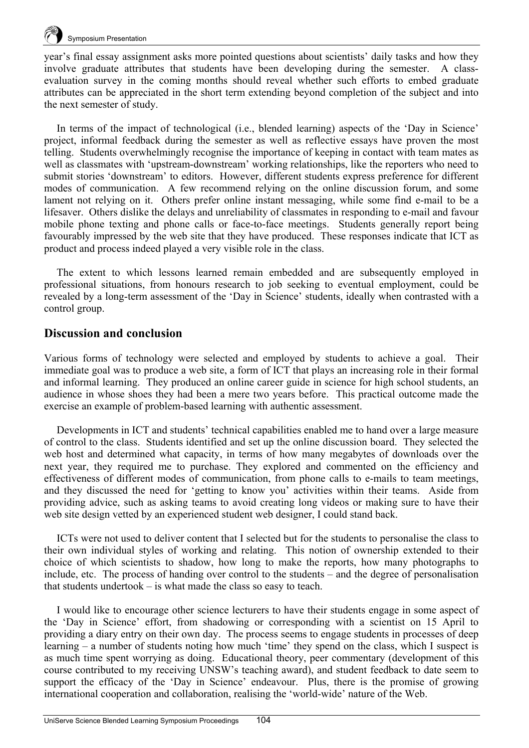year's final essay assignment asks more pointed questions about scientists' daily tasks and how they involve graduate attributes that students have been developing during the semester. A class-evaluation survey in the coming months should reveal whether such efforts to embed graduate attributes can be appreciated in the short term extending beyond completion of the subject and into the next semester of study.

In terms of the impact of technological (i.e., blended learning) aspects of the 'Day in Science' project, informal feedback during the semester as well as reflective essays have proven the most telling. Students overwhelmingly recognise the importance of keeping in contact with team mates as well as classmates with 'upstream-downstream' working relationships, like the reporters who need to submit stories 'downstream' to editors. However, different students express preference for different modes of communication. A few recommend relying on the online discussion forum, and some lament not relying on it. Others prefer online instant messaging, while some find e-mail to be a lifesaver. Others dislike the delays and unreliability of classmates in responding to e-mail and favour mobile phone texting and phone calls or face-to-face meetings. Students generally report being favourably impressed by the web site that they have produced. These responses indicate that ICT as product and process indeed played a very visible role in the class.

The extent to which lessons learned remain embedded and are subsequently employed in professional situations, from honours research to job seeking to eventual employment, could be revealed by a long-term assessment of the 'Day in Science' students, ideally when contrasted with a control group.

## Discussion and conclusion

Various forms of technology were selected and employed by students to achieve a goal. Their immediate goal was to produce a web site, a form of ICT that plays an increasing role in their formal and informal learning. They produced an online career guide in science for high school students, an audience in whose shoes they had been a mere two years before. This practical outcome made the exercise an example of problem-based learning with authentic assessment.

Developments in ICT and students' technical capabilities enabled me to hand over a large measure of control to the class. Students identified and set up the online discussion board. They selected the web host and determined what capacity, in terms of how many megabytes of downloads over the next year, they required me to purchase. They explored and commented on the efficiency and effectiveness of different modes of communication, from phone calls to e-mails to team meetings, and they discussed the need for 'getting to know you' activities within their teams. Aside from providing advice, such as asking teams to avoid creating long videos or making sure to have their web site design vetted by an experienced student web designer, I could stand back.

ICTs were not used to deliver content that I selected but for the students to personalise the class to their own individual styles of working and relating. This notion of ownership extended to their choice of which scientists to shadow, how long to make the reports, how many photographs to include, etc. The process of handing over control to the students – and the degree of personalisation that students undertook – is what made the class so easy to teach.

I would like to encourage other science lecturers to have their students engage in some aspect of the 'Day in Science' effort, from shadowing or corresponding with a scientist on 15 April to providing a diary entry on their own day. The process seems to engage students in processes of deep learning – a number of students noting how much 'time' they spend on the class, which I suspect is as much time spent worrying as doing. Educational theory, peer commentary (development of this course contributed to my receiving UNSW's teaching award), and student feedback to date seem to support the efficacy of the 'Day in Science' endeavour. Plus, there is the promise of growing international cooperation and collaboration, realising the 'world-wide' nature of the Web.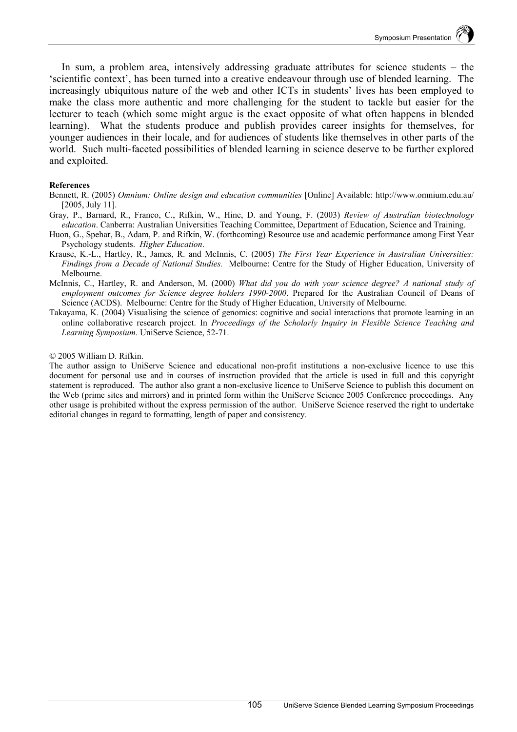In sum, a problem area, intensively addressing graduate attributes for science students – the 'scientific context', has been turned into a creative endeavour through use of blended learning. The increasingly ubiquitous nature of the web and other ICTs in students' lives has been employed to make the class more authentic and more challenging for the student to tackle but easier for the lecturer to teach (which some might argue is the exact opposite of what often happens in blended learning). What the students produce and publish provides career insights for themselves, for younger audiences in their locale, and for audiences of students like themselves in other parts of the world. Such multi-faceted possibilities of blended learning in science deserve to be further explored and exploited.

**References**

Bennett, R. (2005) *Omnium: Online design and education communities* [Online] Available: http://www.omnium.edu.au/ [2005, July 11].

Gray, P., Barnard, R., Franco, C., Rifkin, W., Hine, D. and Young, F. (2003) *Review of Australian biotechnology education*. Canberra: Australian Universities Teaching Committee, Department of Education, Science and Training.

Huon, G., Spehar, B., Adam, P. and Rifkin, W. (forthcoming) Resource use and academic performance among First Year Psychology students. *Higher Education*.

Krause, K.-L., Hartley, R., James, R. and McInnis, C. (2005) *The First Year Experience in Australian Universities: Findings from a Decade of National Studies.* Melbourne: Centre for the Study of Higher Education, University of Melbourne.

McInnis, C., Hartley, R. and Anderson, M. (2000) *What did you do with your science degree? A national study of employment outcomes for Science degree holders 1990-2000*. Prepared for the Australian Council of Deans of Science (ACDS). Melbourne: Centre for the Study of Higher Education, University of Melbourne.

Takayama, K. (2004) Visualising the science of genomics: cognitive and social interactions that promote learning in an online collaborative research project. In *Proceedings of the Scholarly Inquiry in Flexible Science Teaching and Learning Symposium*. UniServe Science, 52-71.

© 2005 William D. Rifkin.

The author assign to UniServe Science and educational non-profit institutions a non-exclusive licence to use this document for personal use and in courses of instruction provided that the article is used in full and this copyright statement is reproduced. The author also grant a non-exclusive licence to UniServe Science to publish this document on the Web (prime sites and mirrors) and in printed form within the UniServe Science 2005 Conference proceedings. Any other usage is prohibited without the express permission of the author. UniServe Science reserved the right to undertake editorial changes in regard to formatting, length of paper and consistency.